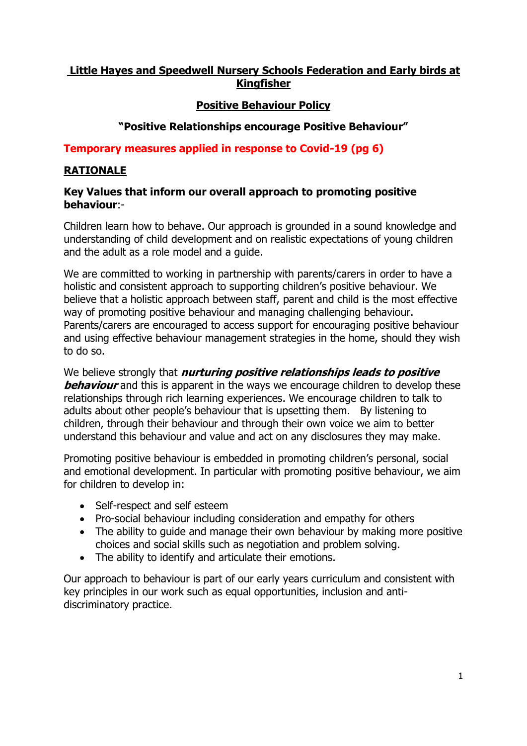# Little Hayes and Speedwell Nursery Schools Federation and Early birds at Kingfisher

## Positive Behaviour Policy

### "Positive Relationships encourage Positive Behaviour"

**Temporary measures applied in response to Covid-19 (pg 6)**

## RATIONALE

**Key Values that inform our overall approach to promoting positive behaviour**:-

Children learn how to behave. Our approach is grounded in a sound knowledge and understanding of child development and on realistic expectations of young children and the adult as a role model and a guide.

We are committed to working in partnership with parents/carers in order to have a holistic and consistent approach to supporting children's positive behaviour. We believe that a holistic approach between staff, parent and child is the most effective way of promoting positive behaviour and managing challenging behaviour. Parents/carers are encouraged to access support for encouraging positive behaviour and using effective behaviour management strategies in the home, should they wish to do so.

We believe strongly that ***nurturing positive relationships leads to positive behaviour*** and this is apparent in the ways we encourage children to develop these relationships through rich learning experiences. We encourage children to talk to adults about other people's behaviour that is upsetting them. By listening to children, through their behaviour and through their own voice we aim to better understand this behaviour and value and act on any disclosures they may make.

Promoting positive behaviour is embedded in promoting children's personal, social and emotional development. In particular with promoting positive behaviour, we aim for children to develop in:

- Self-respect and self esteem
- Pro-social behaviour including consideration and empathy for others
- The ability to guide and manage their own behaviour by making more positive choices and social skills such as negotiation and problem solving.
- The ability to identify and articulate their emotions.

Our approach to behaviour is part of our early years curriculum and consistent with key principles in our work such as equal opportunities, inclusion and anti-discriminatory practice.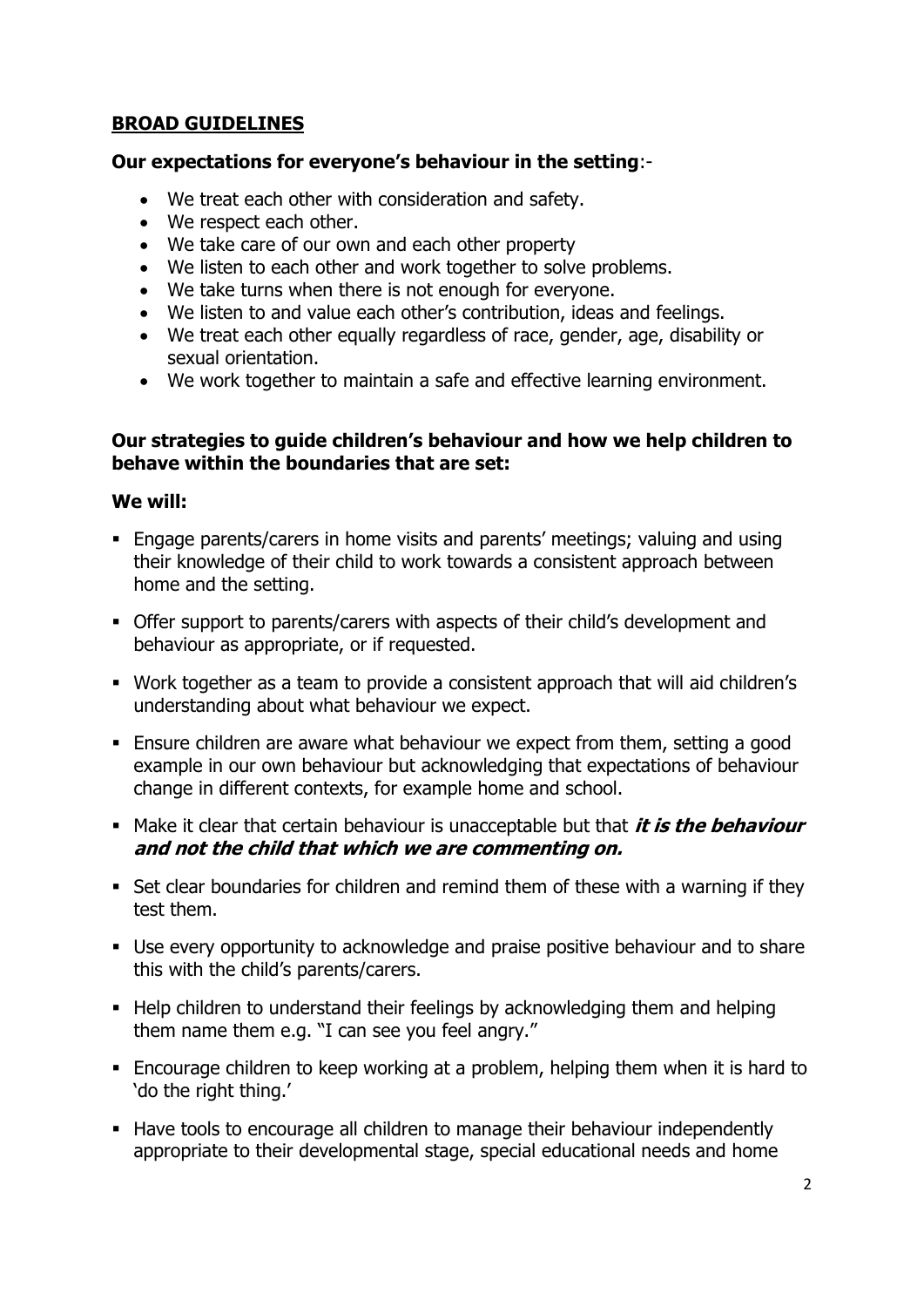## BROAD GUIDELINES

**Our expectations for everyone's behaviour in the setting**:-

- We treat each other with consideration and safety.
- We respect each other.
- We take care of our own and each other property
- We listen to each other and work together to solve problems.
- We take turns when there is not enough for everyone.
- We listen to and value each other's contribution, ideas and feelings.
- We treat each other equally regardless of race, gender, age, disability or sexual orientation.
- We work together to maintain a safe and effective learning environment.

**Our strategies to guide children's behaviour and how we help children to behave within the boundaries that are set:**

**We will:**

- Engage parents/carers in home visits and parents' meetings; valuing and using their knowledge of their child to work towards a consistent approach between home and the setting.
- Offer support to parents/carers with aspects of their child's development and behaviour as appropriate, or if requested.
- Work together as a team to provide a consistent approach that will aid children's understanding about what behaviour we expect.
- Ensure children are aware what behaviour we expect from them, setting a good example in our own behaviour but acknowledging that expectations of behaviour change in different contexts, for example home and school.
- Make it clear that certain behaviour is unacceptable but that ***it is the behaviour and not the child that which we are commenting on.***
- Set clear boundaries for children and remind them of these with a warning if they test them.
- Use every opportunity to acknowledge and praise positive behaviour and to share this with the child's parents/carers.
- Help children to understand their feelings by acknowledging them and helping them name them e.g. "I can see you feel angry."
- Encourage children to keep working at a problem, helping them when it is hard to 'do the right thing.'
- Have tools to encourage all children to manage their behaviour independently appropriate to their developmental stage, special educational needs and home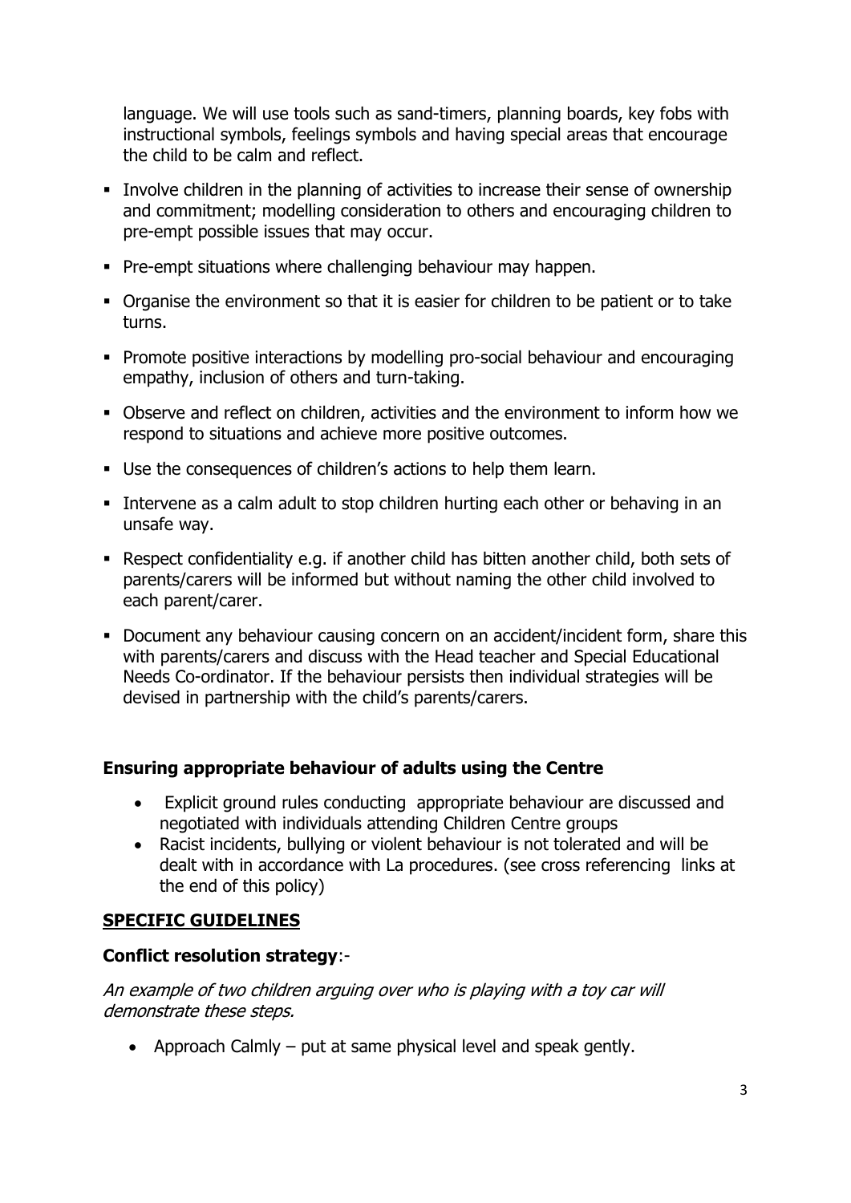language. We will use tools such as sand-timers, planning boards, key fobs with instructional symbols, feelings symbols and having special areas that encourage the child to be calm and reflect.

- Involve children in the planning of activities to increase their sense of ownership and commitment; modelling consideration to others and encouraging children to pre-empt possible issues that may occur.
- Pre-empt situations where challenging behaviour may happen.
- Organise the environment so that it is easier for children to be patient or to take turns.
- Promote positive interactions by modelling pro-social behaviour and encouraging empathy, inclusion of others and turn-taking.
- Observe and reflect on children, activities and the environment to inform how we respond to situations and achieve more positive outcomes.
- Use the consequences of children's actions to help them learn.
- Intervene as a calm adult to stop children hurting each other or behaving in an unsafe way.
- Respect confidentiality e.g. if another child has bitten another child, both sets of parents/carers will be informed but without naming the other child involved to each parent/carer.
- Document any behaviour causing concern on an accident/incident form, share this with parents/carers and discuss with the Head teacher and Special Educational Needs Co-ordinator. If the behaviour persists then individual strategies will be devised in partnership with the child's parents/carers.

**Ensuring appropriate behaviour of adults using the Centre**

- Explicit ground rules conducting appropriate behaviour are discussed and negotiated with individuals attending Children Centre groups
- Racist incidents, bullying or violent behaviour is not tolerated and will be dealt with in accordance with La procedures. (see cross referencing links at the end of this policy)

**<u>SPECIFIC GUIDELINES</u>**

**Conflict resolution strategy**:-

*An example of two children arguing over who is playing with a toy car will demonstrate these steps.*

- Approach Calmly – put at same physical level and speak gently.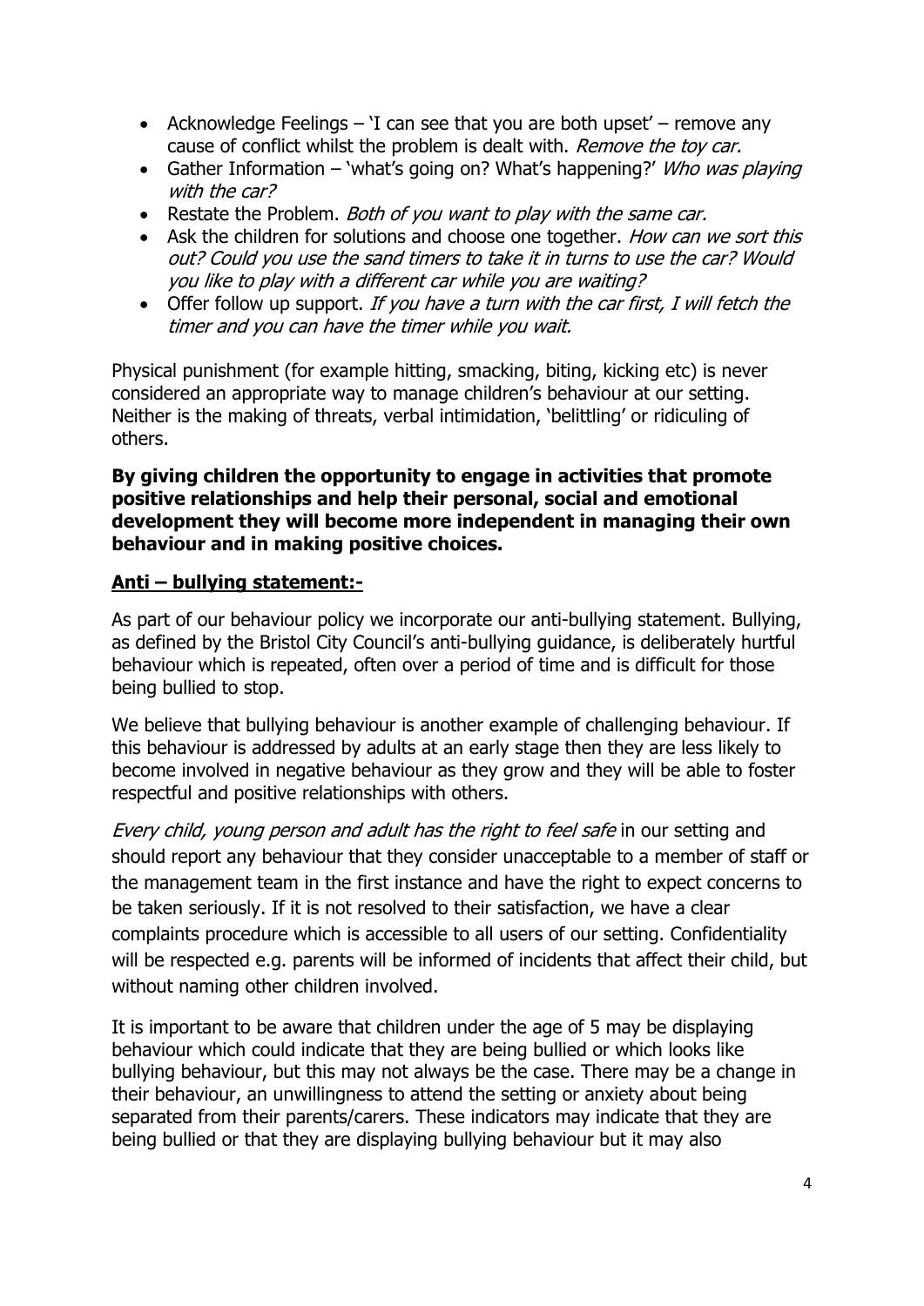- Acknowledge Feelings – 'I can see that you are both upset' – remove any cause of conflict whilst the problem is dealt with. *Remove the toy car.*
- Gather Information – 'what's going on? What's happening?' *Who was playing with the car?*
- Restate the Problem. *Both of you want to play with the same car.*
- Ask the children for solutions and choose one together. *How can we sort this out? Could you use the sand timers to take it in turns to use the car? Would you like to play with a different car while you are waiting?*
- Offer follow up support. *If you have a turn with the car first, I will fetch the timer and you can have the timer while you wait.*

Physical punishment (for example hitting, smacking, biting, kicking etc) is never considered an appropriate way to manage children's behaviour at our setting. Neither is the making of threats, verbal intimidation, 'belittling' or ridiculing of others.

**By giving children the opportunity to engage in activities that promote positive relationships and help their personal, social and emotional development they will become more independent in managing their own behaviour and in making positive choices.**

**Anti – bullying statement:-**

As part of our behaviour policy we incorporate our anti-bullying statement. Bullying, as defined by the Bristol City Council's anti-bullying guidance, is deliberately hurtful behaviour which is repeated, often over a period of time and is difficult for those being bullied to stop.

We believe that bullying behaviour is another example of challenging behaviour. If this behaviour is addressed by adults at an early stage then they are less likely to become involved in negative behaviour as they grow and they will be able to foster respectful and positive relationships with others.

*Every child, young person and adult has the right to feel safe* in our setting and should report any behaviour that they consider unacceptable to a member of staff or the management team in the first instance and have the right to expect concerns to be taken seriously. If it is not resolved to their satisfaction, we have a clear complaints procedure which is accessible to all users of our setting. Confidentiality will be respected e.g. parents will be informed of incidents that affect their child, but without naming other children involved.

It is important to be aware that children under the age of 5 may be displaying behaviour which could indicate that they are being bullied or which looks like bullying behaviour, but this may not always be the case. There may be a change in their behaviour, an unwillingness to attend the setting or anxiety about being separated from their parents/carers. These indicators may indicate that they are being bullied or that they are displaying bullying behaviour but it may also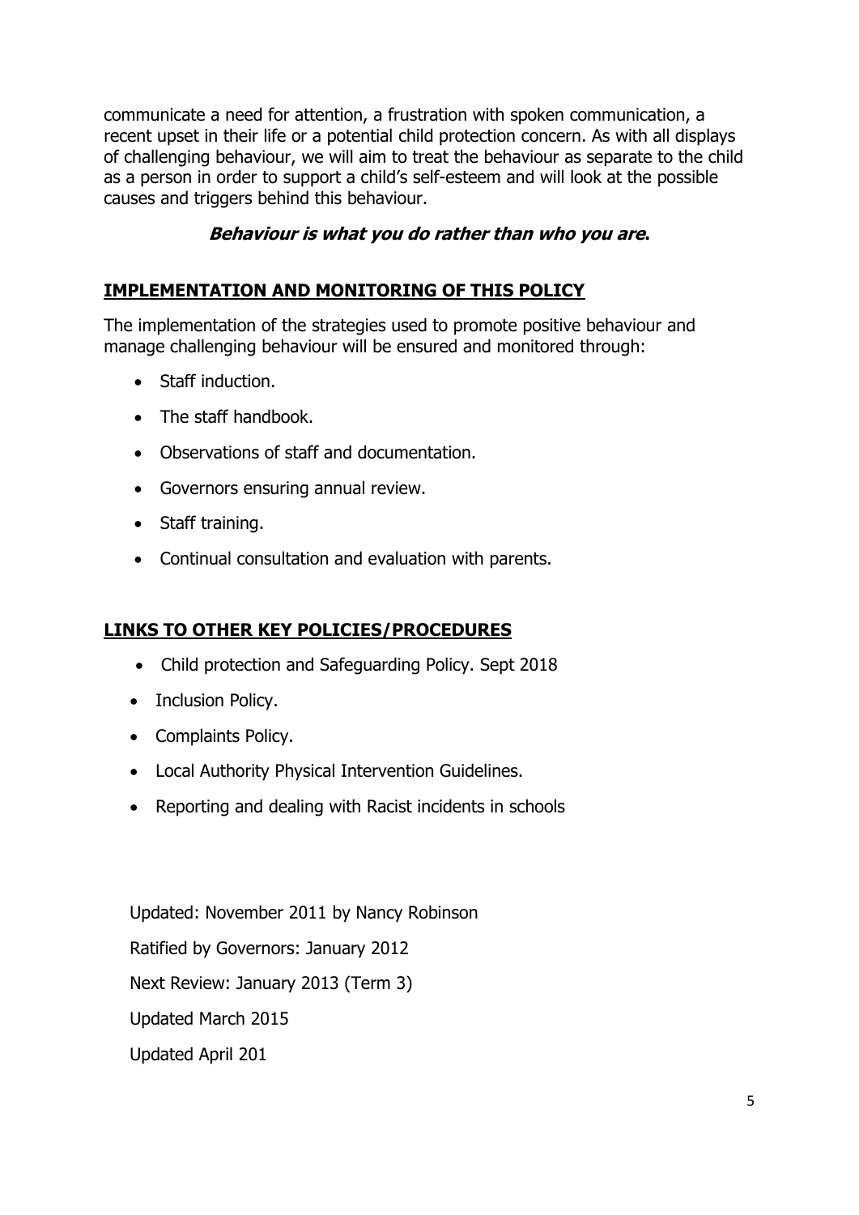communicate a need for attention, a frustration with spoken communication, a recent upset in their life or a potential child protection concern. As with all displays of challenging behaviour, we will aim to treat the behaviour as separate to the child as a person in order to support a child's self-esteem and will look at the possible causes and triggers behind this behaviour.

***Behaviour is what you do rather than who you are.***

## IMPLEMENTATION AND MONITORING OF THIS POLICY

The implementation of the strategies used to promote positive behaviour and manage challenging behaviour will be ensured and monitored through:

- Staff induction.
- The staff handbook.
- Observations of staff and documentation.
- Governors ensuring annual review.
- Staff training.
- Continual consultation and evaluation with parents.

## LINKS TO OTHER KEY POLICIES/PROCEDURES

- Child protection and Safeguarding Policy. Sept 2018
- Inclusion Policy.
- Complaints Policy.
- Local Authority Physical Intervention Guidelines.
- Reporting and dealing with Racist incidents in schools

Updated: November 2011 by Nancy Robinson

Ratified by Governors: January 2012

Next Review: January 2013 (Term 3)

Updated March 2015

Updated April 201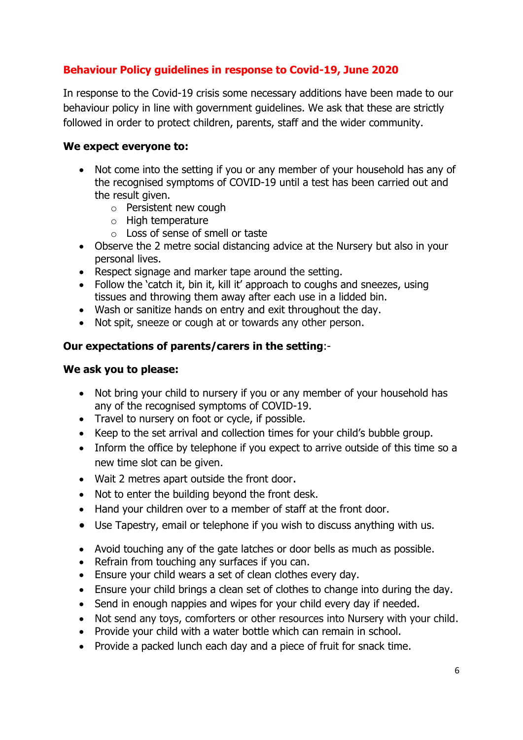## Behaviour Policy guidelines in response to Covid-19, June 2020

In response to the Covid-19 crisis some necessary additions have been made to our behaviour policy in line with government guidelines. We ask that these are strictly followed in order to protect children, parents, staff and the wider community.

**We expect everyone to:**

- Not come into the setting if you or any member of your household has any of the recognised symptoms of COVID-19 until a test has been carried out and the result given.
  - Persistent new cough
  - High temperature
  - Loss of sense of smell or taste
- Observe the 2 metre social distancing advice at the Nursery but also in your personal lives.
- Respect signage and marker tape around the setting.
- Follow the 'catch it, bin it, kill it' approach to coughs and sneezes, using tissues and throwing them away after each use in a lidded bin.
- Wash or sanitize hands on entry and exit throughout the day.
- Not spit, sneeze or cough at or towards any other person.

**Our expectations of parents/carers in the setting**:-

**We ask you to please:**

- Not bring your child to nursery if you or any member of your household has any of the recognised symptoms of COVID-19.
- Travel to nursery on foot or cycle, if possible.
- Keep to the set arrival and collection times for your child's bubble group.
- Inform the office by telephone if you expect to arrive outside of this time so a new time slot can be given.
- Wait 2 metres apart outside the front door.
- Not to enter the building beyond the front desk.
- Hand your children over to a member of staff at the front door.
- Use Tapestry, email or telephone if you wish to discuss anything with us.
- Avoid touching any of the gate latches or door bells as much as possible.
- Refrain from touching any surfaces if you can.
- Ensure your child wears a set of clean clothes every day.
- Ensure your child brings a clean set of clothes to change into during the day.
- Send in enough nappies and wipes for your child every day if needed.
- Not send any toys, comforters or other resources into Nursery with your child.
- Provide your child with a water bottle which can remain in school.
- Provide a packed lunch each day and a piece of fruit for snack time.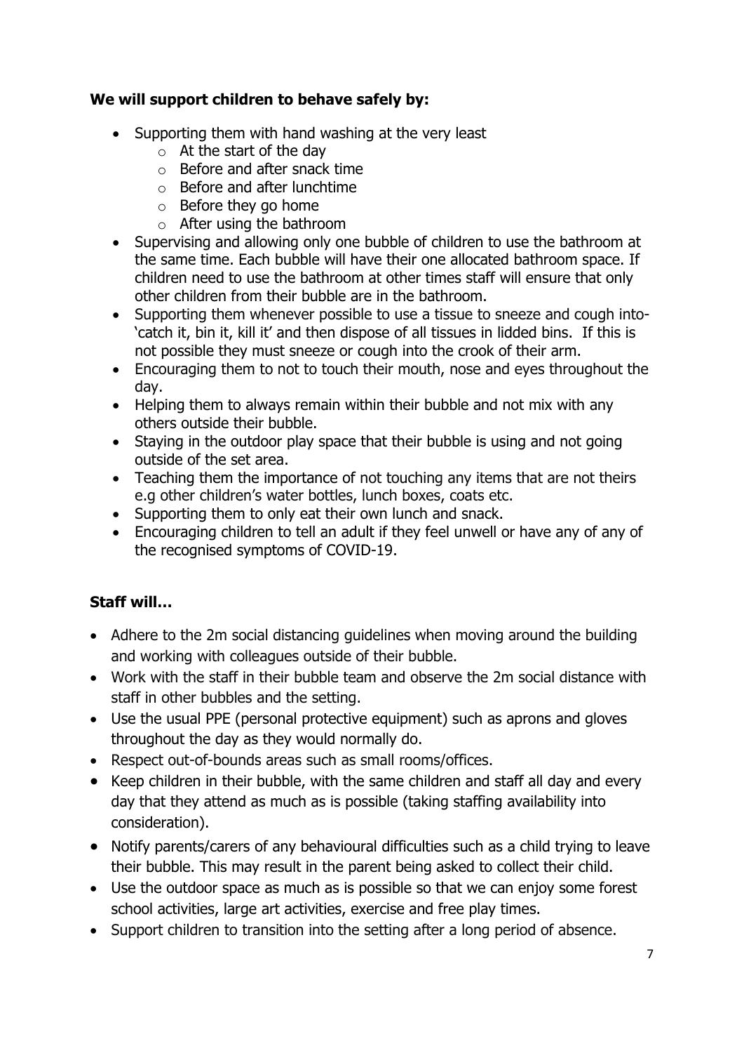**We will support children to behave safely by:**

- Supporting them with hand washing at the very least
    - At the start of the day
    - Before and after snack time
    - Before and after lunchtime
    - Before they go home
    - After using the bathroom
- Supervising and allowing only one bubble of children to use the bathroom at the same time. Each bubble will have their one allocated bathroom space. If children need to use the bathroom at other times staff will ensure that only other children from their bubble are in the bathroom.
- Supporting them whenever possible to use a tissue to sneeze and cough into- 'catch it, bin it, kill it' and then dispose of all tissues in lidded bins. If this is not possible they must sneeze or cough into the crook of their arm.
- Encouraging them to not to touch their mouth, nose and eyes throughout the day.
- Helping them to always remain within their bubble and not mix with any others outside their bubble.
- Staying in the outdoor play space that their bubble is using and not going outside of the set area.
- Teaching them the importance of not touching any items that are not theirs e.g other children's water bottles, lunch boxes, coats etc.
- Supporting them to only eat their own lunch and snack.
- Encouraging children to tell an adult if they feel unwell or have any of any of the recognised symptoms of COVID-19.

**Staff will…**

- Adhere to the 2m social distancing guidelines when moving around the building and working with colleagues outside of their bubble.
- Work with the staff in their bubble team and observe the 2m social distance with staff in other bubbles and the setting.
- Use the usual PPE (personal protective equipment) such as aprons and gloves throughout the day as they would normally do.
- Respect out-of-bounds areas such as small rooms/offices.
- Keep children in their bubble, with the same children and staff all day and every day that they attend as much as is possible (taking staffing availability into consideration).
- Notify parents/carers of any behavioural difficulties such as a child trying to leave their bubble. This may result in the parent being asked to collect their child.
- Use the outdoor space as much as is possible so that we can enjoy some forest school activities, large art activities, exercise and free play times.
- Support children to transition into the setting after a long period of absence.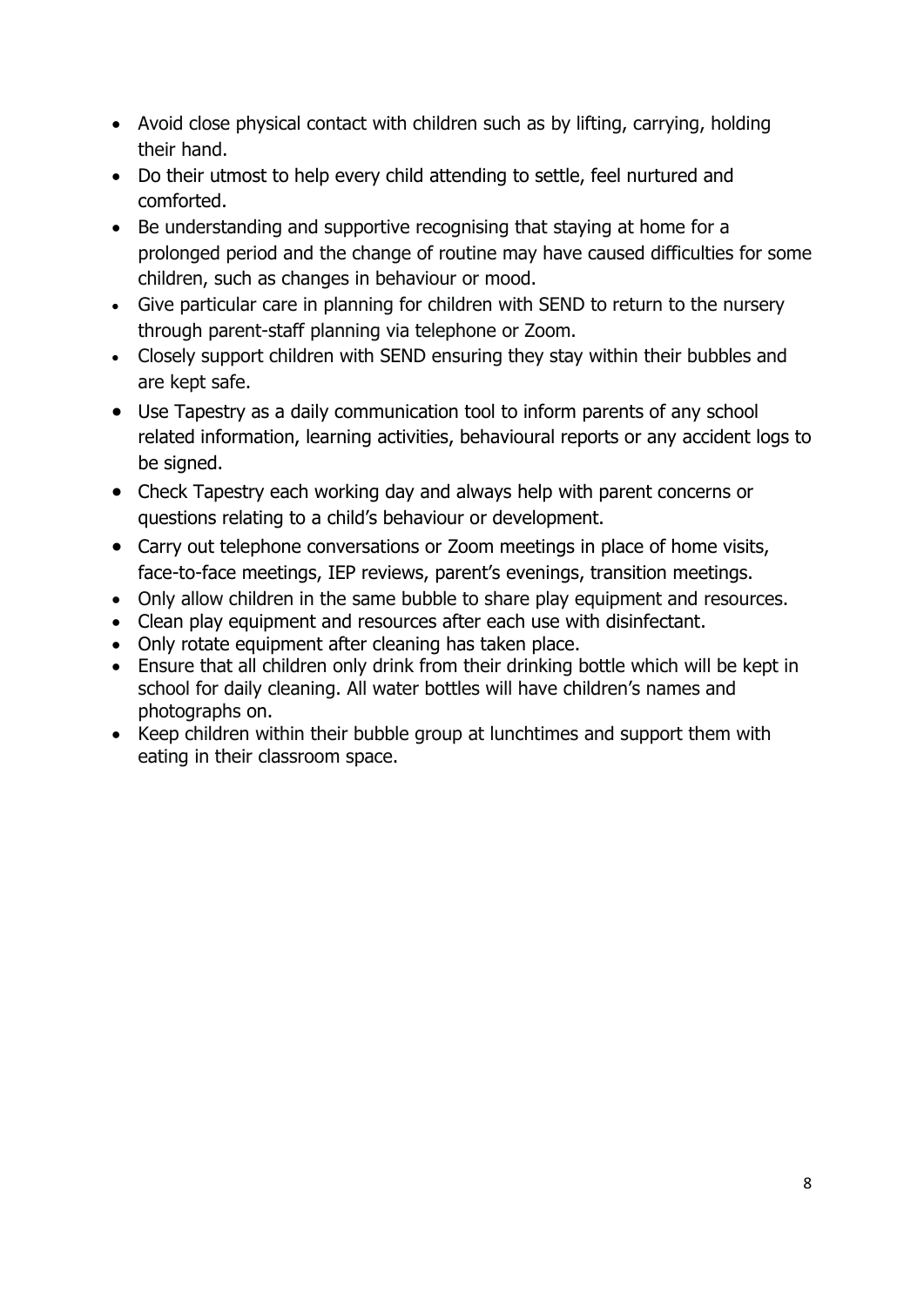- Avoid close physical contact with children such as by lifting, carrying, holding their hand.
- Do their utmost to help every child attending to settle, feel nurtured and comforted.
- Be understanding and supportive recognising that staying at home for a prolonged period and the change of routine may have caused difficulties for some children, such as changes in behaviour or mood.
- Give particular care in planning for children with SEND to return to the nursery through parent-staff planning via telephone or Zoom.
- Closely support children with SEND ensuring they stay within their bubbles and are kept safe.
- Use Tapestry as a daily communication tool to inform parents of any school related information, learning activities, behavioural reports or any accident logs to be signed.
- Check Tapestry each working day and always help with parent concerns or questions relating to a child's behaviour or development.
- Carry out telephone conversations or Zoom meetings in place of home visits, face-to-face meetings, IEP reviews, parent's evenings, transition meetings.
- Only allow children in the same bubble to share play equipment and resources.
- Clean play equipment and resources after each use with disinfectant.
- Only rotate equipment after cleaning has taken place.
- Ensure that all children only drink from their drinking bottle which will be kept in school for daily cleaning. All water bottles will have children's names and photographs on.
- Keep children within their bubble group at lunchtimes and support them with eating in their classroom space.